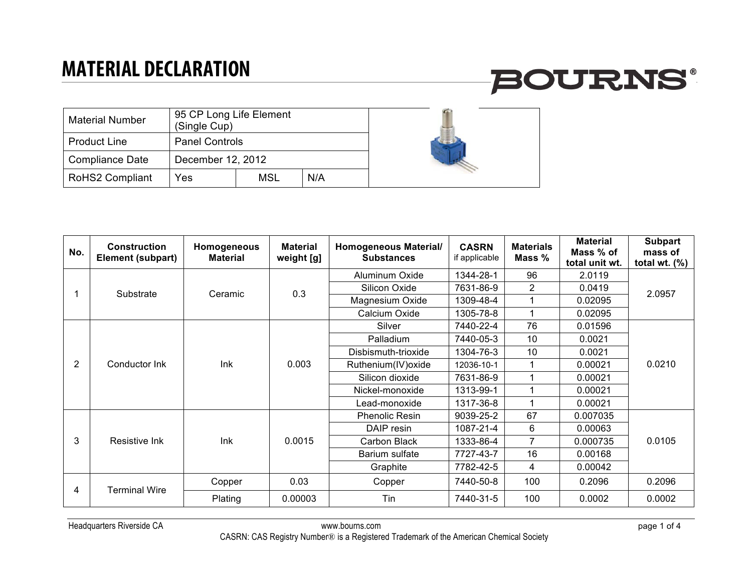# MATERIAL DECLARATION

BOURNS®

| Material Number | 95 CP Long Life Element (Single Cup) | | |
|---|---|---|---|
| Product Line | Panel Controls | | |
| Compliance Date | December 12, 2012 | | |
| RoHS2 Compliant | Yes | MSL | N/A |

| No. | Construction Element (subpart) | Homogeneous Material | Material weight [g] | Homogeneous Material/ Substances | CASRN if applicable | Materials Mass % | Material Mass % of total unit wt. | Subpart mass of total wt. (%) |
|---|---|---|---|---|---|---|---|---|
| 1 | Substrate | Ceramic | 0.3 | Aluminum Oxide | 1344-28-1 | 96 | 2.0119 | 2.0957 |
| | | | | Silicon Oxide | 7631-86-9 | 2 | 0.0419 | |
| | | | | Magnesium Oxide | 1309-48-4 | 1 | 0.02095 | |
| | | | | Calcium Oxide | 1305-78-8 | 1 | 0.02095 | |
| 2 | Conductor Ink | Ink | 0.003 | Silver | 7440-22-4 | 76 | 0.01596 | 0.0210 |
| | | | | Palladium | 7440-05-3 | 10 | 0.0021 | |
| | | | | Disbismuth-trioxide | 1304-76-3 | 10 | 0.0021 | |
| | | | | Ruthenium(IV)oxide | 12036-10-1 | 1 | 0.00021 | |
| | | | | Silicon dioxide | 7631-86-9 | 1 | 0.00021 | |
| | | | | Nickel-monoxide | 1313-99-1 | 1 | 0.00021 | |
| | | | | Lead-monoxide | 1317-36-8 | 1 | 0.00021 | |
| 3 | Resistive Ink | Ink | 0.0015 | Phenolic Resin | 9039-25-2 | 67 | 0.007035 | 0.0105 |
| | | | | DAIP resin | 1087-21-4 | 6 | 0.00063 | |
| | | | | Carbon Black | 1333-86-4 | 7 | 0.000735 | |
| | | | | Barium sulfate | 7727-43-7 | 16 | 0.00168 | |
| | | | | Graphite | 7782-42-5 | 4 | 0.00042 | |
| 4 | Terminal Wire | Copper | 0.03 | Copper | 7440-50-8 | 100 | 0.2096 | 0.2096 |
| | | Plating | 0.00003 | Tin | 7440-31-5 | 100 | 0.0002 | 0.0002 |

Headquarters Riverside CA www.bourns.com

CASRN: CAS Registry Number® is a Registered Trademark of the American Chemical Society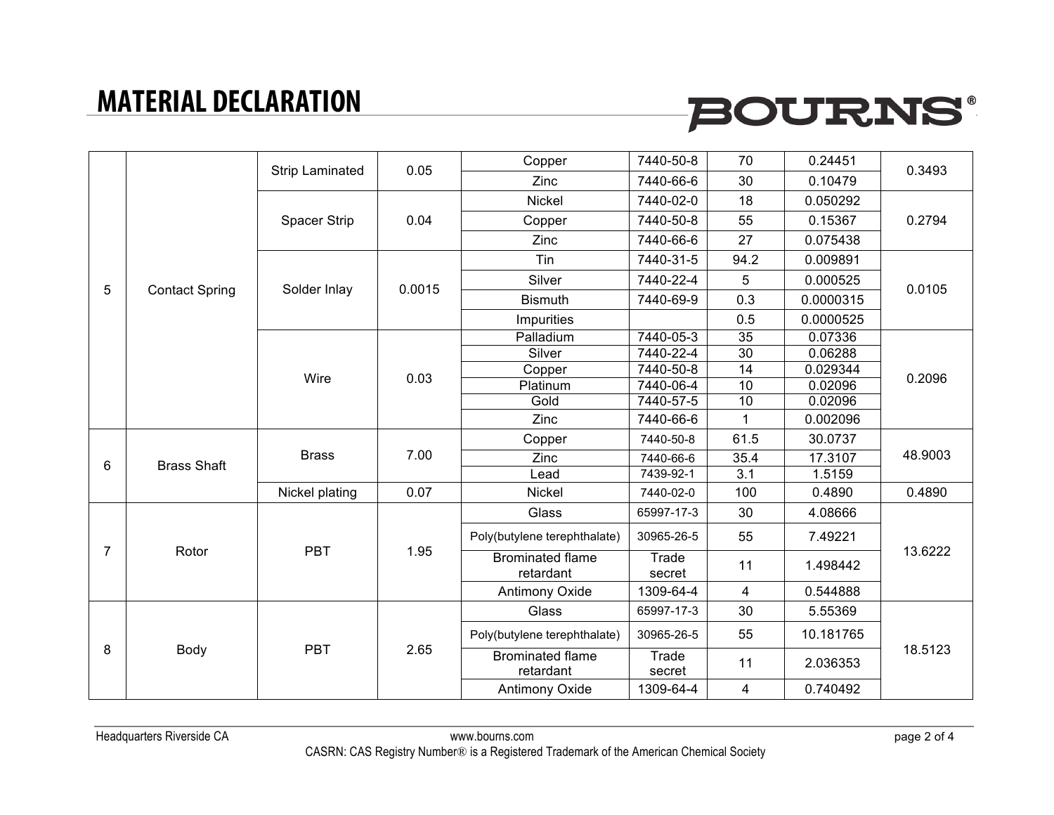# MATERIAL DECLARATION

| | | | | | | | | |
|---|---|---|---|---|---|---|---|---|
| 5 | Contact Spring | Strip Laminated | 0.05 | Copper | 7440-50-8 | 70 | 0.24451 | 0.3493 |
| | | | | Zinc | 7440-66-6 | 30 | 0.10479 | |
| | | Spacer Strip | 0.04 | Nickel | 7440-02-0 | 18 | 0.050292 | 0.2794 |
| | | | | Copper | 7440-50-8 | 55 | 0.15367 | |
| | | | | Zinc | 7440-66-6 | 27 | 0.075438 | |
| | | Solder Inlay | 0.0015 | Tin | 7440-31-5 | 94.2 | 0.009891 | 0.0105 |
| | | | | Silver | 7440-22-4 | 5 | 0.000525 | |
| | | | | Bismuth | 7440-69-9 | 0.3 | 0.0000315 | |
| | | | | Impurities | | 0.5 | 0.0000525 | |
| | | Wire | 0.03 | Palladium | 7440-05-3 | 35 | 0.07336 | 0.2096 |
| | | | | Silver | 7440-22-4 | 30 | 0.06288 | |
| | | | | Copper | 7440-50-8 | 14 | 0.029344 | |
| | | | | Platinum | 7440-06-4 | 10 | 0.02096 | |
| | | | | Gold | 7440-57-5 | 10 | 0.02096 | |
| | | | | Zinc | 7440-66-6 | 1 | 0.002096 | |
| 6 | Brass Shaft | Brass | 7.00 | Copper | 7440-50-8 | 61.5 | 30.0737 | 48.9003 |
| | | | | Zinc | 7440-66-6 | 35.4 | 17.3107 | |
| | | | | Lead | 7439-92-1 | 3.1 | 1.5159 | |
| | | Nickel plating | 0.07 | Nickel | 7440-02-0 | 100 | 0.4890 | 0.4890 |
| 7 | Rotor | PBT | 1.95 | Glass | 65997-17-3 | 30 | 4.08666 | 13.6222 |
| | | | | Poly(butylene terephthalate) | 30965-26-5 | 55 | 7.49221 | |
| | | | | Brominated flame retardant | Trade secret | 11 | 1.498442 | |
| | | | | Antimony Oxide | 1309-64-4 | 4 | 0.544888 | |
| 8 | Body | PBT | 2.65 | Glass | 65997-17-3 | 30 | 5.55369 | 18.5123 |
| | | | | Poly(butylene terephthalate) | 30965-26-5 | 55 | 10.181765 | |
| | | | | Brominated flame retardant | Trade secret | 11 | 2.036353 | |
| | | | | Antimony Oxide | 1309-64-4 | 4 | 0.740492 | |

Headquarters Riverside CA www.bourns.com

CASRN: CAS Registry Number® is a Registered Trademark of the American Chemical Society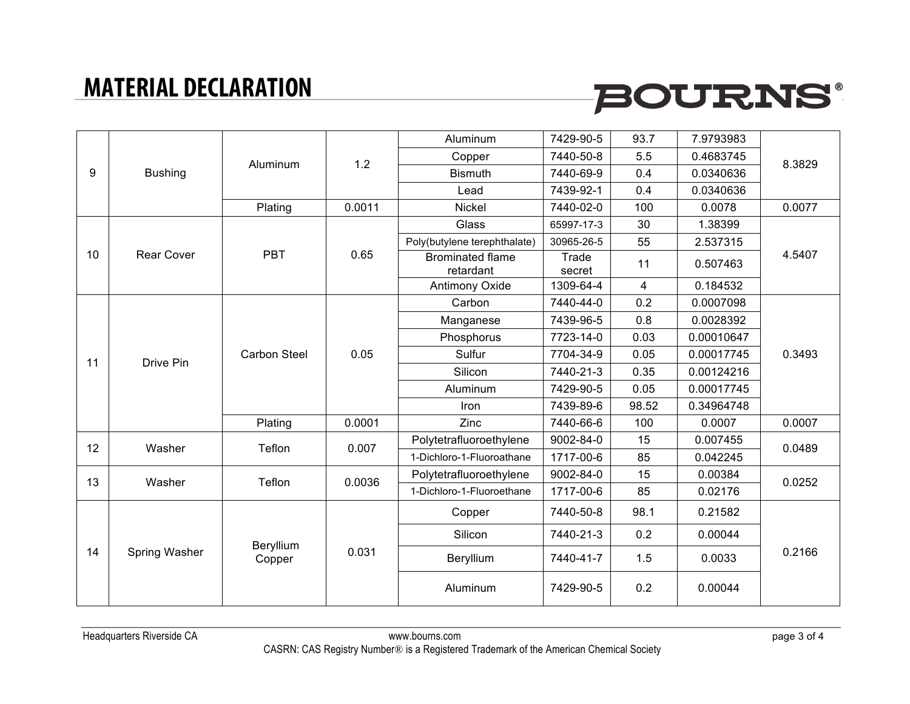# MATERIAL DECLARATION

| | | | | | | | | |
|---|---|---|---|---|---|---|---|---|
| 9 | Bushing | Aluminum | 1.2 | Aluminum | 7429-90-5 | 93.7 | 7.9793983 | 8.3829 |
| | | | | Copper | 7440-50-8 | 5.5 | 0.4683745 | |
| | | | | Bismuth | 7440-69-9 | 0.4 | 0.0340636 | |
| | | | | Lead | 7439-92-1 | 0.4 | 0.0340636 | |
| | | Plating | 0.0011 | Nickel | 7440-02-0 | 100 | 0.0078 | 0.0077 |
| 10 | Rear Cover | PBT | 0.65 | Glass | 65997-17-3 | 30 | 1.38399 | 4.5407 |
| | | | | Poly(butylene terephthalate) | 30965-26-5 | 55 | 2.537315 | |
| | | | | Brominated flame retardant | Trade secret | 11 | 0.507463 | |
| | | | | Antimony Oxide | 1309-64-4 | 4 | 0.184532 | |
| 11 | Drive Pin | Carbon Steel | 0.05 | Carbon | 7440-44-0 | 0.2 | 0.0007098 | 0.3493 |
| | | | | Manganese | 7439-96-5 | 0.8 | 0.0028392 | |
| | | | | Phosphorus | 7723-14-0 | 0.03 | 0.00010647 | |
| | | | | Sulfur | 7704-34-9 | 0.05 | 0.00017745 | |
| | | | | Silicon | 7440-21-3 | 0.35 | 0.00124216 | |
| | | | | Aluminum | 7429-90-5 | 0.05 | 0.00017745 | |
| | | | | Iron | 7439-89-6 | 98.52 | 0.34964748 | |
| | | Plating | 0.0001 | Zinc | 7440-66-6 | 100 | 0.0007 | 0.0007 |
| 12 | Washer | Teflon | 0.007 | Polytetrafluoroethylene | 9002-84-0 | 15 | 0.007455 | 0.0489 |
| | | | | 1-Dichloro-1-Fluoroathane | 1717-00-6 | 85 | 0.042245 | |
| 13 | Washer | Teflon | 0.0036 | Polytetrafluoroethylene | 9002-84-0 | 15 | 0.00384 | 0.0252 |
| | | | | 1-Dichloro-1-Fluoroethane | 1717-00-6 | 85 | 0.02176 | |
| 14 | Spring Washer | Beryllium Copper | 0.031 | Copper | 7440-50-8 | 98.1 | 0.21582 | 0.2166 |
| | | | | Silicon | 7440-21-3 | 0.2 | 0.00044 | |
| | | | | Beryllium | 7440-41-7 | 1.5 | 0.0033 | |
| | | | | Aluminum | 7429-90-5 | 0.2 | 0.00044 | |

Headquarters Riverside CA www.bourns.com

CASRN: CAS Registry Number® is a Registered Trademark of the American Chemical Society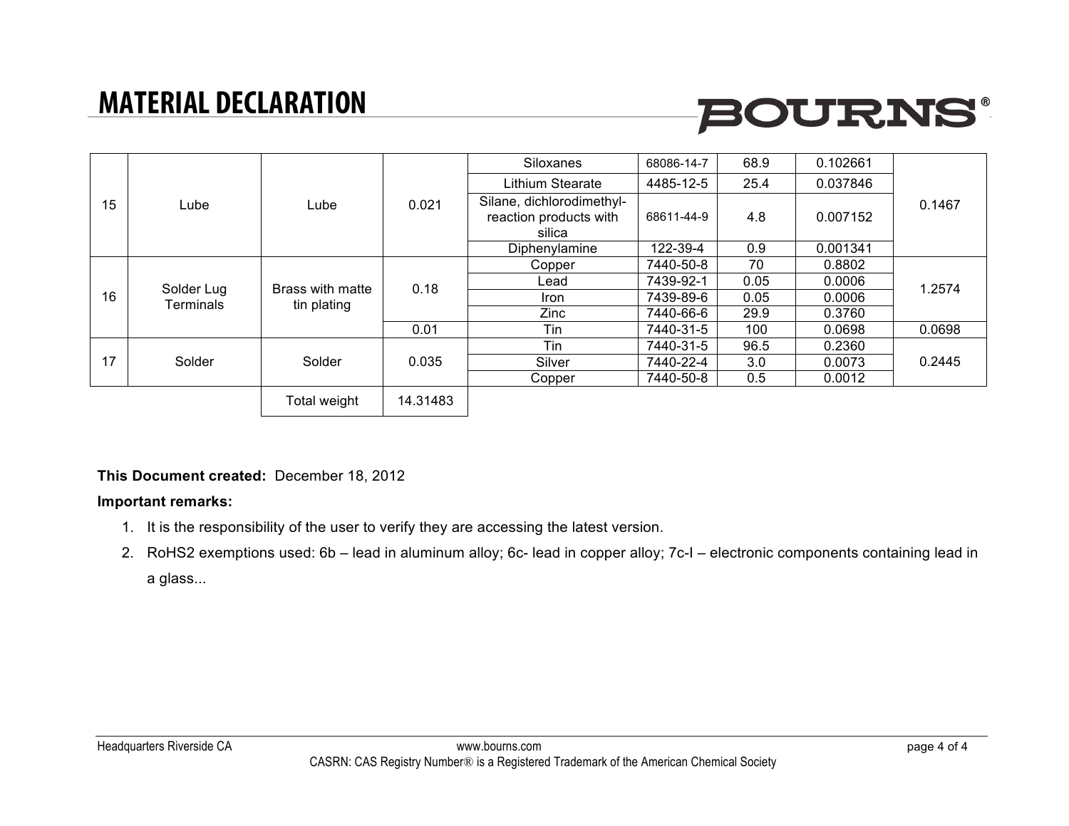# MATERIAL DECLARATION

| | | | | | | | | |
|---|---|---|---|---|---|---|---|---|
| 15 | Lube | Lube | 0.021 | Siloxanes | 68086-14-7 | 68.9 | 0.102661 | 0.1467 |
| | | | | Lithium Stearate | 4485-12-5 | 25.4 | 0.037846 | |
| | | | | Silane, dichlorodimethyl- reaction products with silica | 68611-44-9 | 4.8 | 0.007152 | |
| | | | | Diphenylamine | 122-39-4 | 0.9 | 0.001341 | |
| 16 | Solder Lug Terminals | Brass with matte tin plating | 0.18 | Copper | 7440-50-8 | 70 | 0.8802 | 1.2574 |
| | | | | Lead | 7439-92-1 | 0.05 | 0.0006 | |
| | | | | Iron | 7439-89-6 | 0.05 | 0.0006 | |
| | | | | Zinc | 7440-66-6 | 29.9 | 0.3760 | |
| | | | 0.01 | Tin | 7440-31-5 | 100 | 0.0698 | 0.0698 |
| 17 | Solder | Solder | 0.035 | Tin | 7440-31-5 | 96.5 | 0.2360 | 0.2445 |
| | | | | Silver | 7440-22-4 | 3.0 | 0.0073 | |
| | | | | Copper | 7440-50-8 | 0.5 | 0.0012 | |
| | | Total weight | 14.31483 | | | | | |

**This Document created:** December 18, 2012

**Important remarks:**

1. It is the responsibility of the user to verify they are accessing the latest version.
2. RoHS2 exemptions used: 6b – lead in aluminum alloy; 6c- lead in copper alloy; 7c-I – electronic components containing lead in a glass...

Headquarters Riverside CA www.bourns.com

CASRN: CAS Registry Number® is a Registered Trademark of the American Chemical Society